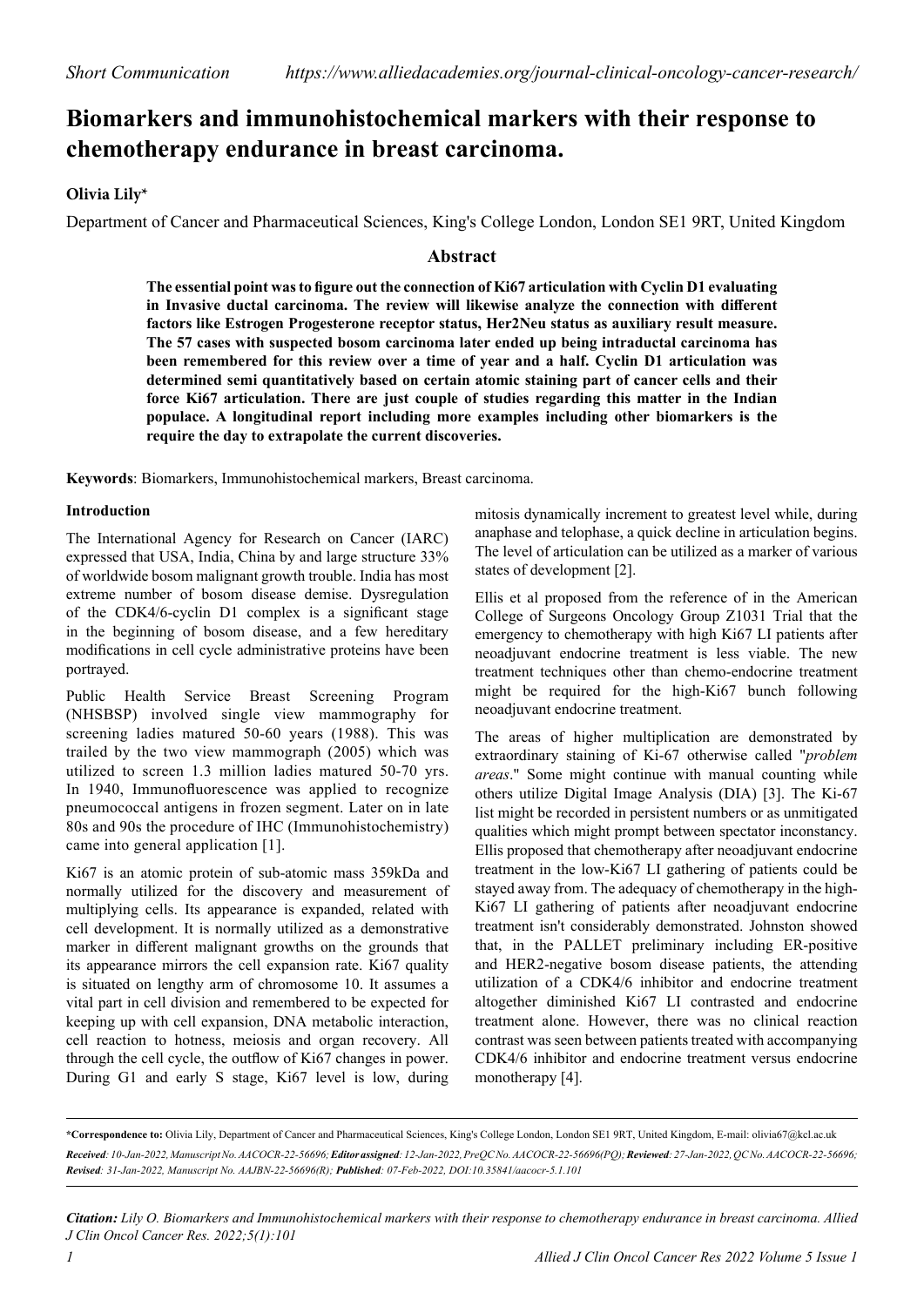*Short Communication* *https://www.alliedacademies.org/journal-clinical-oncology-cancer-research/*

# Biomarkers and immunohistochemical markers with their response to chemotherapy endurance in breast carcinoma.

**Olivia Lily***

Department of Cancer and Pharmaceutical Sciences, King's College London, London SE1 9RT, United Kingdom

## Abstract

**The essential point was to figure out the connection of Ki67 articulation with Cyclin D1 evaluating in Invasive ductal carcinoma. The review will likewise analyze the connection with different factors like Estrogen Progesterone receptor status, Her2Neu status as auxiliary result measure. The 57 cases with suspected bosom carcinoma later ended up being intraductal carcinoma has been remembered for this review over a time of year and a half. Cyclin D1 articulation was determined semi quantitatively based on certain atomic staining part of cancer cells and their force Ki67 articulation. There are just couple of studies regarding this matter in the Indian populace. A longitudinal report including more examples including other biomarkers is the require the day to extrapolate the current discoveries.**

**Keywords**: Biomarkers, Immunohistochemical markers, Breast carcinoma.

### Introduction

The International Agency for Research on Cancer (IARC) expressed that USA, India, China by and large structure 33% of worldwide bosom malignant growth trouble. India has most extreme number of bosom disease demise. Dysregulation of the CDK4/6-cyclin D1 complex is a significant stage in the beginning of bosom disease, and a few hereditary modifications in cell cycle administrative proteins have been portrayed.

Public Health Service Breast Screening Program (NHSBSP) involved single view mammography for screening ladies matured 50-60 years (1988). This was trailed by the two view mammograph (2005) which was utilized to screen 1.3 million ladies matured 50-70 yrs. In 1940, Immunofluorescence was applied to recognize pneumococcal antigens in frozen segment. Later on in late 80s and 90s the procedure of IHC (Immunohistochemistry) came into general application [1].

Ki67 is an atomic protein of sub-atomic mass 359kDa and normally utilized for the discovery and measurement of multiplying cells. Its appearance is expanded, related with cell development. It is normally utilized as a demonstrative marker in different malignant growths on the grounds that its appearance mirrors the cell expansion rate. Ki67 quality is situated on lengthy arm of chromosome 10. It assumes a vital part in cell division and remembered to be expected for keeping up with cell expansion, DNA metabolic interaction, cell reaction to hotness, meiosis and organ recovery. All through the cell cycle, the outflow of Ki67 changes in power. During G1 and early S stage, Ki67 level is low, during mitosis dynamically increment to greatest level while, during anaphase and telophase, a quick decline in articulation begins. The level of articulation can be utilized as a marker of various states of development [2].

Ellis et al proposed from the reference of in the American College of Surgeons Oncology Group Z1031 Trial that the emergency to chemotherapy with high Ki67 LI patients after neoadjuvant endocrine treatment is less viable. The new treatment techniques other than chemo-endocrine treatment might be required for the high-Ki67 bunch following neoadjuvant endocrine treatment.

The areas of higher multiplication are demonstrated by extraordinary staining of Ki-67 otherwise called "*problem areas*." Some might continue with manual counting while others utilize Digital Image Analysis (DIA) [3]. The Ki-67 list might be recorded in persistent numbers or as unmitigated qualities which might prompt between spectator inconstancy. Ellis proposed that chemotherapy after neoadjuvant endocrine treatment in the low-Ki67 LI gathering of patients could be stayed away from. The adequacy of chemotherapy in the high-Ki67 LI gathering of patients after neoadjuvant endocrine treatment isn't considerably demonstrated. Johnston showed that, in the PALLET preliminary including ER-positive and HER2-negative bosom disease patients, the attending utilization of a CDK4/6 inhibitor and endocrine treatment altogether diminished Ki67 LI contrasted and endocrine treatment alone. However, there was no clinical reaction contrast was seen between patients treated with accompanying CDK4/6 inhibitor and endocrine treatment versus endocrine monotherapy [4].

---

***Correspondence to:** Olivia Lily, Department of Cancer and Pharmaceutical Sciences, King's College London, London SE1 9RT, United Kingdom, E-mail: olivia67@kcl.ac.uk

***Received**: 10-Jan-2022, Manuscript No. AACOCR-22-56696; **Editor assigned**: 12-Jan-2022, PreQC No. AACOCR-22-56696(PQ); **Reviewed**: 27-Jan-2022, QC No. AACOCR-22-56696; **Revised**: 31-Jan-2022, Manuscript No. AAJBN-22-56696(R); **Published**: 07-Feb-2022, DOI:10.35841/aacocr-5.1.101*

***Citation:** Lily O. Biomarkers and Immunohistochemical markers with their response to chemotherapy endurance in breast carcinoma. Allied J Clin Oncol Cancer Res. 2022;5(1):101*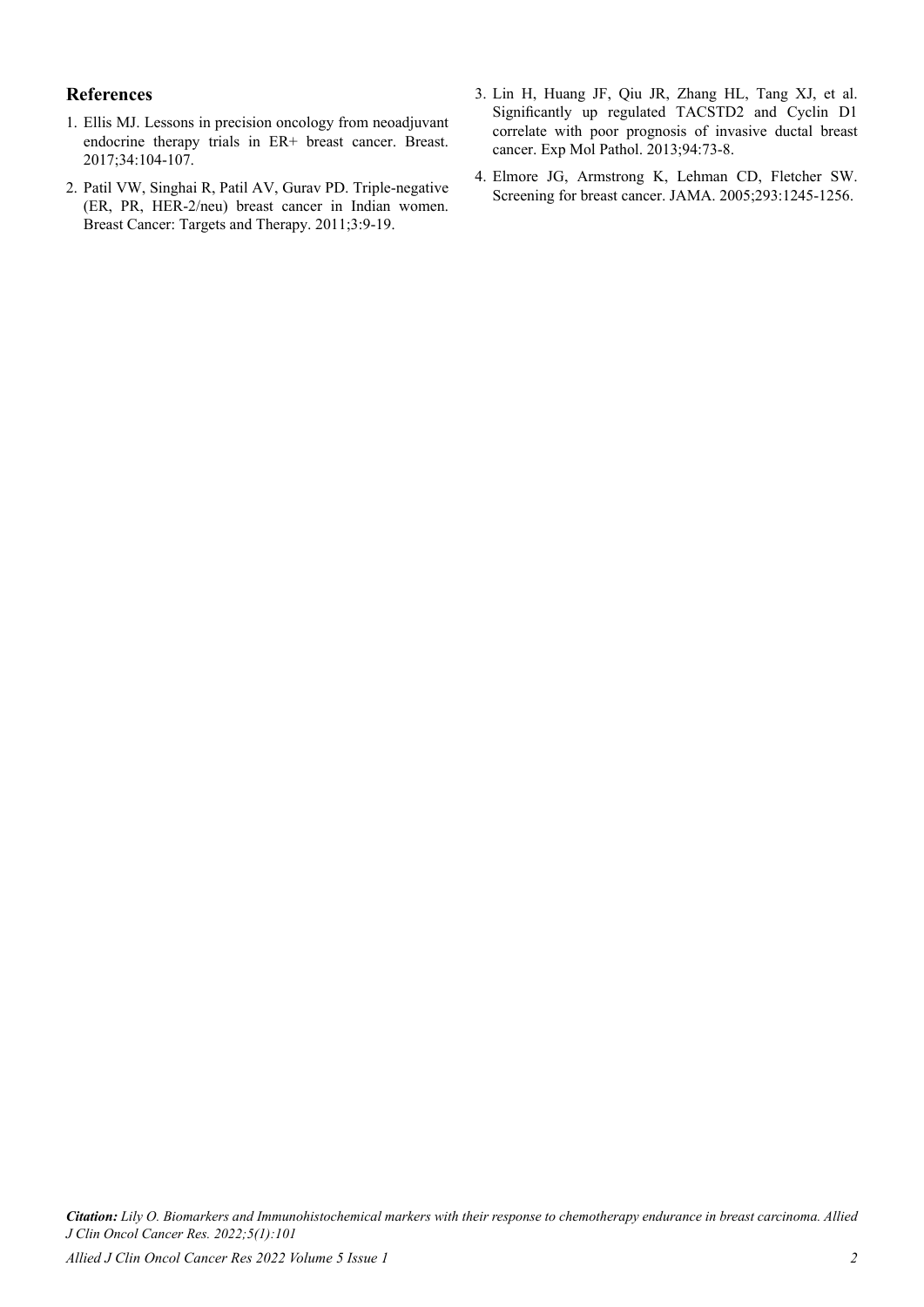## References

1. Ellis MJ. Lessons in precision oncology from neoadjuvant endocrine therapy trials in ER+ breast cancer. Breast. 2017;34:104-107.
2. Patil VW, Singhai R, Patil AV, Gurav PD. Triple-negative (ER, PR, HER-2/neu) breast cancer in Indian women. Breast Cancer: Targets and Therapy. 2011;3:9-19.
3. Lin H, Huang JF, Qiu JR, Zhang HL, Tang XJ, et al. Significantly up regulated TACSTD2 and Cyclin D1 correlate with poor prognosis of invasive ductal breast cancer. Exp Mol Pathol. 2013;94:73-8.
4. Elmore JG, Armstrong K, Lehman CD, Fletcher SW. Screening for breast cancer. JAMA. 2005;293:1245-1256.

***Citation:*** *Lily O. Biomarkers and Immunohistochemical markers with their response to chemotherapy endurance in breast carcinoma. Allied J Clin Oncol Cancer Res. 2022;5(1):101*